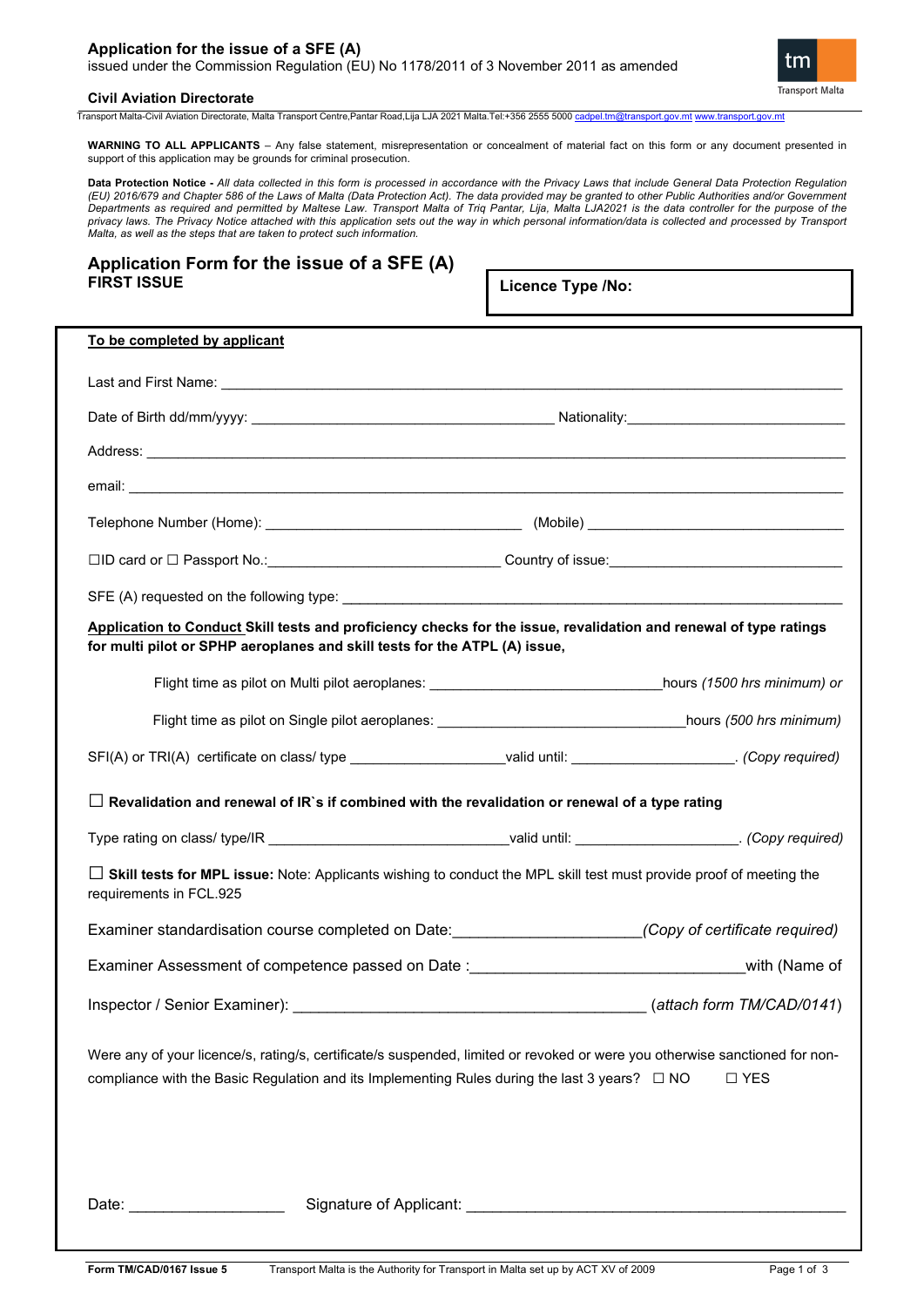**Application for the issue of a SFE (A)**
issued under the Commission Regulation (EU) No 1178/2011 of 3 November 2011 as amended

**Civil Aviation Directorate**

Transport Malta-Civil Aviation Directorate, Malta Transport Centre,Pantar Road,Lija LJA 2021 Malta.Tel:+356 2555 5000 cadpel.tm@transport.gov.mt www.transport.gov.mt

**WARNING TO ALL APPLICANTS** – Any false statement, misrepresentation or concealment of material fact on this form or any document presented in support of this application may be grounds for criminal prosecution.

**Data Protection Notice -** *All data collected in this form is processed in accordance with the Privacy Laws that include General Data Protection Regulation (EU) 2016/679 and Chapter 586 of the Laws of Malta (Data Protection Act). The data provided may be granted to other Public Authorities and/or Government Departments as required and permitted by Maltese Law. Transport Malta of Triq Pantar, Lija, Malta LJA2021 is the data controller for the purpose of the privacy laws. The Privacy Notice attached with this application sets out the way in which personal information/data is collected and processed by Transport Malta, as well as the steps that are taken to protect such information.*

## Application Form for the issue of a SFE (A)

**FIRST ISSUE**

**Licence Type /No:**

**To be completed by applicant**

Last and First Name: ____________________

Date of Birth dd/mm/yyyy: ____________________ Nationality: ____________________

Address: ____________________

email: ____________________

Telephone Number (Home): ____________________ (Mobile) ____________________

☐ID card or ☐ Passport No.: ____________________ Country of issue: ____________________

SFE (A) requested on the following type: ____________________

**Application to Conduct Skill tests and proficiency checks for the issue, revalidation and renewal of type ratings for multi pilot or SPHP aeroplanes and skill tests for the ATPL (A) issue,**

Flight time as pilot on Multi pilot aeroplanes: ____________________ hours *(1500 hrs minimum) or*

Flight time as pilot on Single pilot aeroplanes: ____________________ hours *(500 hrs minimum)*

SFI(A) or TRI(A) certificate on class/ type ____________________ valid until: ____________________. *(Copy required)*

☐ **Revalidation and renewal of IR`s if combined with the revalidation or renewal of a type rating**

Type rating on class/ type/IR ____________________ valid until: ____________________. *(Copy required)*

☐ **Skill tests for MPL issue:** Note: Applicants wishing to conduct the MPL skill test must provide proof of meeting the requirements in FCL.925

Examiner standardisation course completed on Date: ____________________ *(Copy of certificate required)*

Examiner Assessment of competence passed on Date : ____________________ with (Name of Inspector / Senior Examiner): ____________________ (*attach form TM/CAD/0141*)

Were any of your licence/s, rating/s, certificate/s suspended, limited or revoked or were you otherwise sanctioned for non-compliance with the Basic Regulation and its Implementing Rules during the last 3 years? ☐ NO ☐ YES

Date: ____________________ Signature of Applicant: ____________________

**Form TM/CAD/0167 Issue 5** Transport Malta is the Authority for Transport in Malta set up by ACT XV of 2009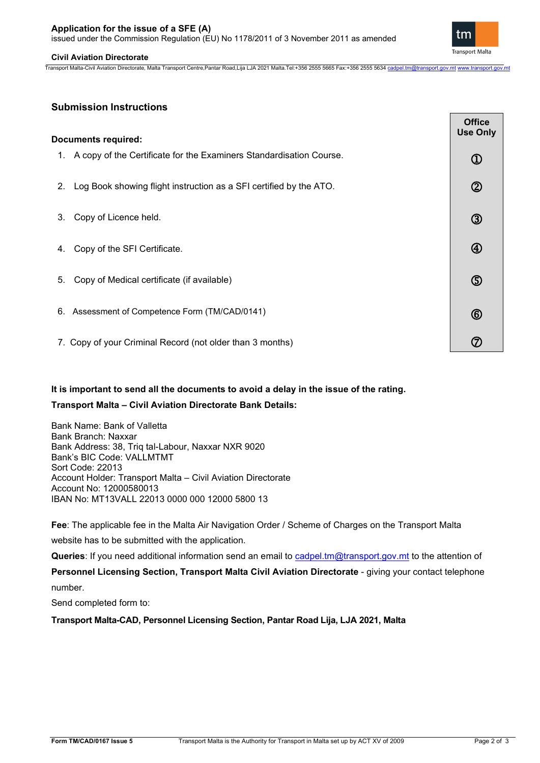## Submission Instructions

**Documents required:**

| Documents | Office Use Only |
|---|---|
| 1. A copy of the Certificate for the Examiners Standardisation Course. | ① |
| 2. Log Book showing flight instruction as a SFI certified by the ATO. | ② |
| 3. Copy of Licence held. | ③ |
| 4. Copy of the SFI Certificate. | ④ |
| 5. Copy of Medical certificate (if available) | ⑤ |
| 6. Assessment of Competence Form (TM/CAD/0141) | ⑥ |
| 7. Copy of your Criminal Record (not older than 3 months) | ⑦ |

**It is important to send all the documents to avoid a delay in the issue of the rating.**

**Transport Malta – Civil Aviation Directorate Bank Details:**

Bank Name: Bank of Valletta
Bank Branch: Naxxar
Bank Address: 38, Triq tal-Labour, Naxxar NXR 9020
Bank's BIC Code: VALLMTMT
Sort Code: 22013
Account Holder: Transport Malta – Civil Aviation Directorate
Account No: 12000580013
IBAN No: MT13VALL 22013 0000 000 12000 5800 13

**Fee**: The applicable fee in the Malta Air Navigation Order / Scheme of Charges on the Transport Malta website has to be submitted with the application.

**Queries**: If you need additional information send an email to cadpel.tm@transport.gov.mt to the attention of **Personnel Licensing Section, Transport Malta Civil Aviation Directorate** - giving your contact telephone number.

Send completed form to:

**Transport Malta-CAD, Personnel Licensing Section, Pantar Road Lija, LJA 2021, Malta**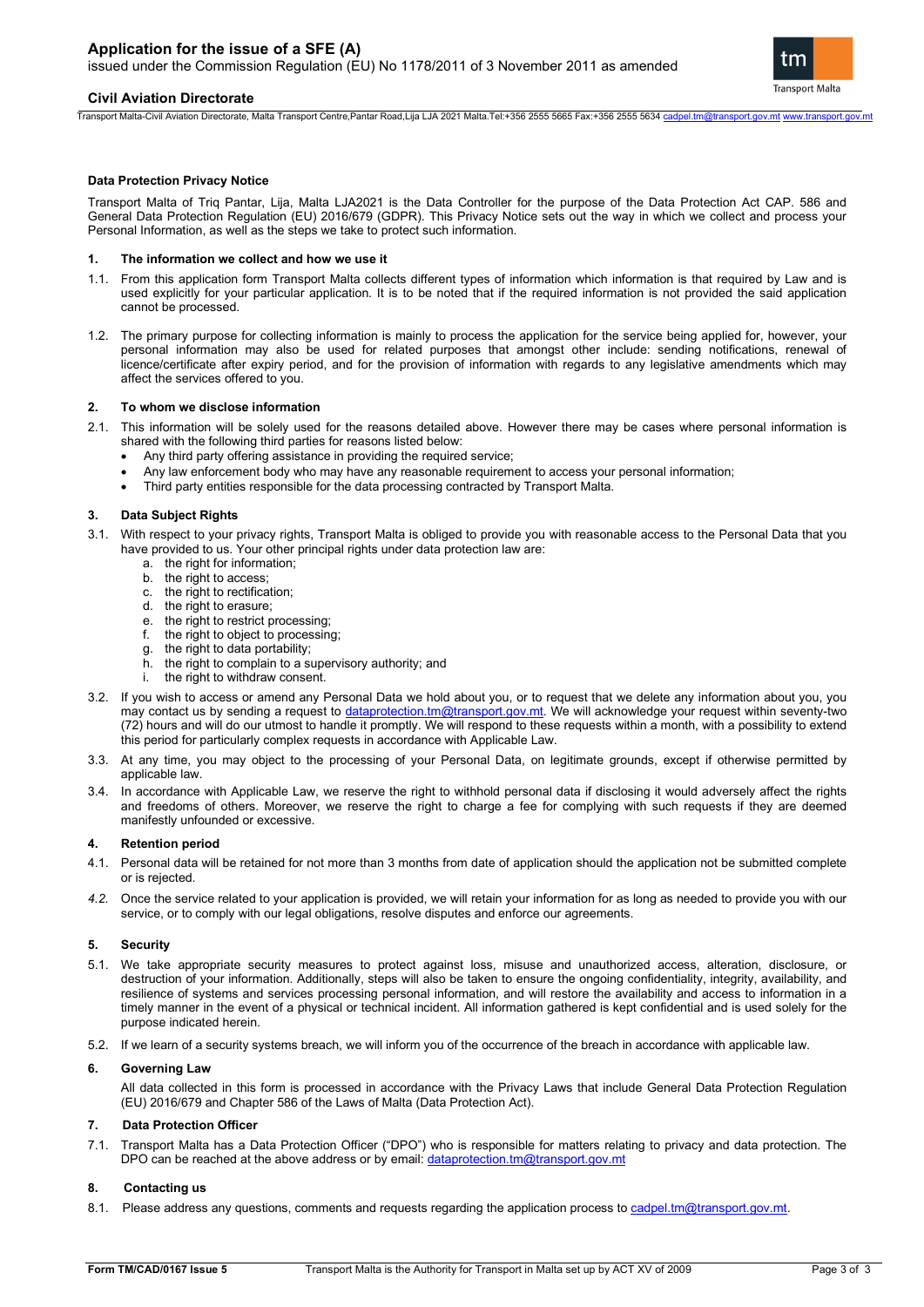## Data Protection Privacy Notice

Transport Malta of Triq Pantar, Lija, Malta LJA2021 is the Data Controller for the purpose of the Data Protection Act CAP. 586 and General Data Protection Regulation (EU) 2016/679 (GDPR). This Privacy Notice sets out the way in which we collect and process your Personal Information, as well as the steps we take to protect such information.

### 1. The information we collect and how we use it

1.1. From this application form Transport Malta collects different types of information which information is that required by Law and is used explicitly for your particular application. It is to be noted that if the required information is not provided the said application cannot be processed.

1.2. The primary purpose for collecting information is mainly to process the application for the service being applied for, however, your personal information may also be used for related purposes that amongst other include: sending notifications, renewal of licence/certificate after expiry period, and for the provision of information with regards to any legislative amendments which may affect the services offered to you.

### 2. To whom we disclose information

2.1. This information will be solely used for the reasons detailed above. However there may be cases where personal information is shared with the following third parties for reasons listed below:

- Any third party offering assistance in providing the required service;
- Any law enforcement body who may have any reasonable requirement to access your personal information;
- Third party entities responsible for the data processing contracted by Transport Malta.

### 3. Data Subject Rights

3.1. With respect to your privacy rights, Transport Malta is obliged to provide you with reasonable access to the Personal Data that you have provided to us. Your other principal rights under data protection law are:

a. the right for information;
b. the right to access;
c. the right to rectification;
d. the right to erasure;
e. the right to restrict processing;
f. the right to object to processing;
g. the right to data portability;
h. the right to complain to a supervisory authority; and
i. the right to withdraw consent.

3.2. If you wish to access or amend any Personal Data we hold about you, or to request that we delete any information about you, you may contact us by sending a request to dataprotection.tm@transport.gov.mt. We will acknowledge your request within seventy-two (72) hours and will do our utmost to handle it promptly. We will respond to these requests within a month, with a possibility to extend this period for particularly complex requests in accordance with Applicable Law.

3.3. At any time, you may object to the processing of your Personal Data, on legitimate grounds, except if otherwise permitted by applicable law.

3.4. In accordance with Applicable Law, we reserve the right to withhold personal data if disclosing it would adversely affect the rights and freedoms of others. Moreover, we reserve the right to charge a fee for complying with such requests if they are deemed manifestly unfounded or excessive.

### 4. Retention period

4.1. Personal data will be retained for not more than 3 months from date of application should the application not be submitted complete or is rejected.

*4.2.* Once the service related to your application is provided, we will retain your information for as long as needed to provide you with our service, or to comply with our legal obligations, resolve disputes and enforce our agreements.

### 5. Security

5.1. We take appropriate security measures to protect against loss, misuse and unauthorized access, alteration, disclosure, or destruction of your information. Additionally, steps will also be taken to ensure the ongoing confidentiality, integrity, availability, and resilience of systems and services processing personal information, and will restore the availability and access to information in a timely manner in the event of a physical or technical incident. All information gathered is kept confidential and is used solely for the purpose indicated herein.

5.2. If we learn of a security systems breach, we will inform you of the occurrence of the breach in accordance with applicable law.

### 6. Governing Law

All data collected in this form is processed in accordance with the Privacy Laws that include General Data Protection Regulation (EU) 2016/679 and Chapter 586 of the Laws of Malta (Data Protection Act).

### 7. Data Protection Officer

7.1. Transport Malta has a Data Protection Officer ("DPO") who is responsible for matters relating to privacy and data protection. The DPO can be reached at the above address or by email: dataprotection.tm@transport.gov.mt

### 8. Contacting us

8.1. Please address any questions, comments and requests regarding the application process to cadpel.tm@transport.gov.mt.